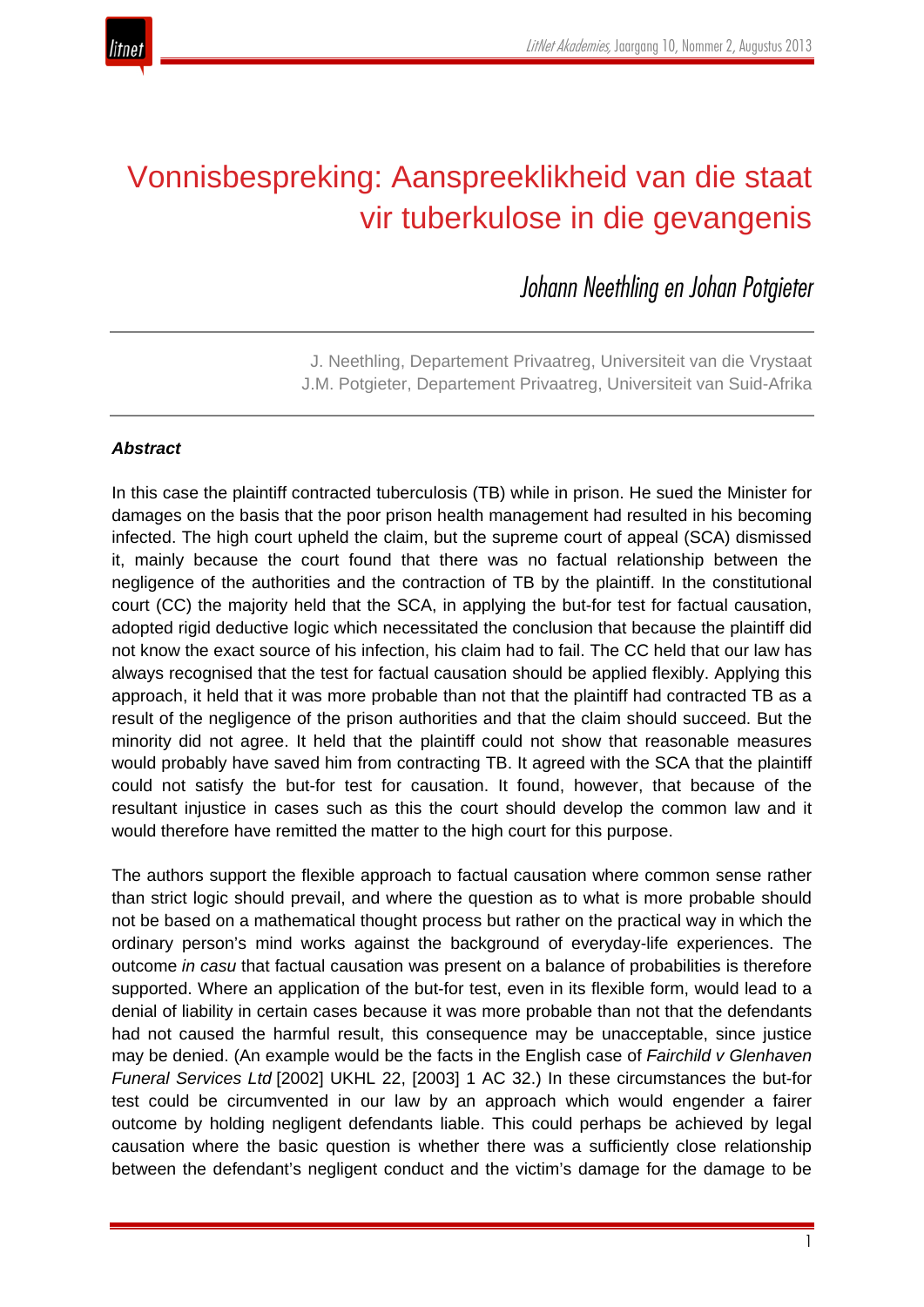# Vonnisbespreking: Aanspreeklikheid van die staat vir tuberkulose in die gevangenis

*Johann Neethling en Johan Potgieter*

J. Neethling, Departement Privaatreg, Universiteit van die Vrystaat
J.M. Potgieter, Departement Privaatreg, Universiteit van Suid-Afrika

### *Abstract*

In this case the plaintiff contracted tuberculosis (TB) while in prison. He sued the Minister for damages on the basis that the poor prison health management had resulted in his becoming infected. The high court upheld the claim, but the supreme court of appeal (SCA) dismissed it, mainly because the court found that there was no factual relationship between the negligence of the authorities and the contraction of TB by the plaintiff. In the constitutional court (CC) the majority held that the SCA, in applying the but-for test for factual causation, adopted rigid deductive logic which necessitated the conclusion that because the plaintiff did not know the exact source of his infection, his claim had to fail. The CC held that our law has always recognised that the test for factual causation should be applied flexibly. Applying this approach, it held that it was more probable than not that the plaintiff had contracted TB as a result of the negligence of the prison authorities and that the claim should succeed. But the minority did not agree. It held that the plaintiff could not show that reasonable measures would probably have saved him from contracting TB. It agreed with the SCA that the plaintiff could not satisfy the but-for test for causation. It found, however, that because of the resultant injustice in cases such as this the court should develop the common law and it would therefore have remitted the matter to the high court for this purpose.

The authors support the flexible approach to factual causation where common sense rather than strict logic should prevail, and where the question as to what is more probable should not be based on a mathematical thought process but rather on the practical way in which the ordinary person's mind works against the background of everyday-life experiences. The outcome *in casu* that factual causation was present on a balance of probabilities is therefore supported. Where an application of the but-for test, even in its flexible form, would lead to a denial of liability in certain cases because it was more probable than not that the defendants had not caused the harmful result, this consequence may be unacceptable, since justice may be denied. (An example would be the facts in the English case of *Fairchild v Glenhaven Funeral Services Ltd* [2002] UKHL 22, [2003] 1 AC 32.) In these circumstances the but-for test could be circumvented in our law by an approach which would engender a fairer outcome by holding negligent defendants liable. This could perhaps be achieved by legal causation where the basic question is whether there was a sufficiently close relationship between the defendant's negligent conduct and the victim's damage for the damage to be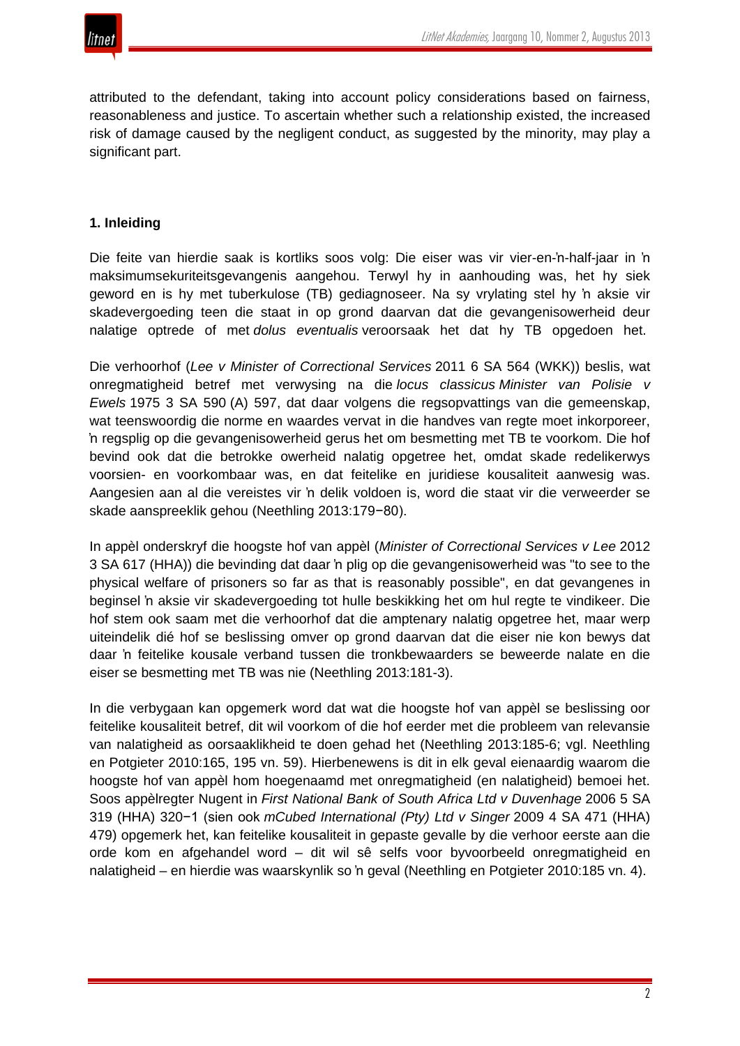attributed to the defendant, taking into account policy considerations based on fairness, reasonableness and justice. To ascertain whether such a relationship existed, the increased risk of damage caused by the negligent conduct, as suggested by the minority, may play a significant part.

## 1. Inleiding

Die feite van hierdie saak is kortliks soos volg: Die eiser was vir vier-en-'n-half-jaar in 'n maksimumsekuriteitsgevangenis aangehou. Terwyl hy in aanhouding was, het hy siek geword en is hy met tuberkulose (TB) gediagnoseer. Na sy vrylating stel hy 'n aksie vir skadevergoeding teen die staat in op grond daarvan dat die gevangenisowerheid deur nalatige optrede of met *dolus eventualis* veroorsaak het dat hy TB opgedoen het.

Die verhoorhof (*Lee v Minister of Correctional Services* 2011 6 SA 564 (WKK)) beslis, wat onregmatigheid betref met verwysing na die *locus classicus* *Minister van Polisie v Ewels* 1975 3 SA 590 (A) 597, dat daar volgens die regsopvattings van die gemeenskap, wat teenswoordig die norme en waardes vervat in die handves van regte moet inkorporeer, 'n regsplig op die gevangenisowerheid gerus het om besmetting met TB te voorkom. Die hof bevind ook dat die betrokke owerheid nalatig opgetree het, omdat skade redelikerwys voorsien- en voorkombaar was, en dat feitelike en juridiese kousaliteit aanwesig was. Aangesien aan al die vereistes vir 'n delik voldoen is, word die staat vir die verweerder se skade aanspreeklik gehou (Neethling 2013:179−80).

In appèl onderskryf die hoogste hof van appèl (*Minister of Correctional Services v Lee* 2012 3 SA 617 (HHA)) die bevinding dat daar 'n plig op die gevangenisowerheid was "to see to the physical welfare of prisoners so far as that is reasonably possible", en dat gevangenes in beginsel 'n aksie vir skadevergoeding tot hulle beskikking het om hul regte te vindikeer. Die hof stem ook saam met die verhoorhof dat die amptenary nalatig opgetree het, maar werp uiteindelik dié hof se beslissing omver op grond daarvan dat die eiser nie kon bewys dat daar 'n feitelike kousale verband tussen die tronkbewaarders se beweerde nalate en die eiser se besmetting met TB was nie (Neethling 2013:181-3).

In die verbygaan kan opgemerk word dat wat die hoogste hof van appèl se beslissing oor feitelike kousaliteit betref, dit wil voorkom of die hof eerder met die probleem van relevansie van nalatigheid as oorsaaklikheid te doen gehad het (Neethling 2013:185-6; vgl. Neethling en Potgieter 2010:165, 195 vn. 59). Hierbenewens is dit in elk geval eienaardig waarom die hoogste hof van appèl hom hoegenaamd met onregmatigheid (en nalatigheid) bemoei het. Soos appèlregter Nugent in *First National Bank of South Africa Ltd v Duvenhage* 2006 5 SA 319 (HHA) 320−1 (sien ook *mCubed International (Pty) Ltd v Singer* 2009 4 SA 471 (HHA) 479) opgemerk het, kan feitelike kousaliteit in gepaste gevalle by die verhoor eerste aan die orde kom en afgehandel word – dit wil sê selfs voor byvoorbeeld onregmatigheid en nalatigheid – en hierdie was waarskynlik so 'n geval (Neethling en Potgieter 2010:185 vn. 4).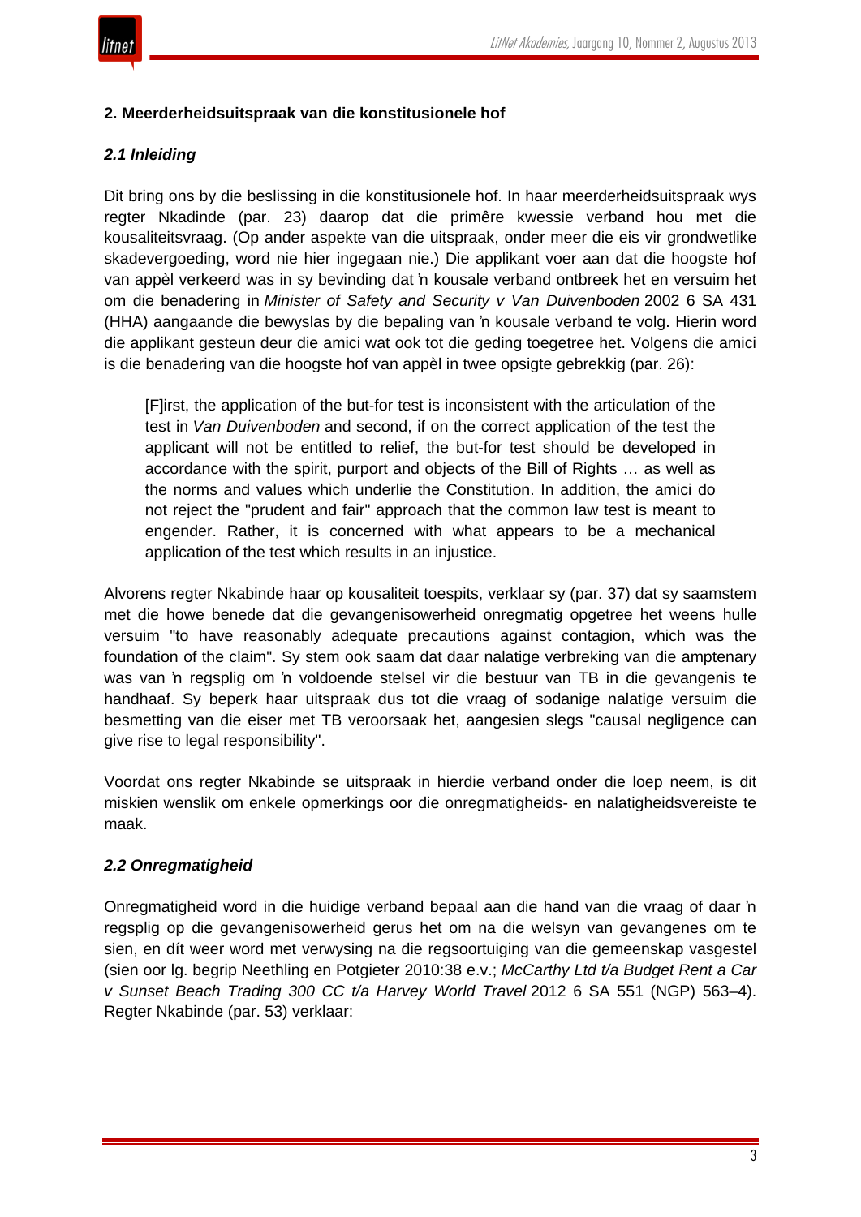## 2. Meerderheidsuitspraak van die konstitusionele hof

### *2.1 Inleiding*

Dit bring ons by die beslissing in die konstitusionele hof. In haar meerderheidsuitspraak wys regter Nkadinde (par. 23) daarop dat die primêre kwessie verband hou met die kousaliteitsvraag. (Op ander aspekte van die uitspraak, onder meer die eis vir grondwetlike skadevergoeding, word nie hier ingegaan nie.) Die applikant voer aan dat die hoogste hof van appèl verkeerd was in sy bevinding dat ŉ kousale verband ontbreek het en versuim het om die benadering in *Minister of Safety and Security v Van Duivenboden* 2002 6 SA 431 (HHA) aangaande die bewyslas by die bepaling van ŉ kousale verband te volg. Hierin word die applikant gesteun deur die amici wat ook tot die geding toegetree het. Volgens die amici is die benadering van die hoogste hof van appèl in twee opsigte gebrekkig (par. 26):

> [F]irst, the application of the but-for test is inconsistent with the articulation of the test in *Van Duivenboden* and second, if on the correct application of the test the applicant will not be entitled to relief, the but-for test should be developed in accordance with the spirit, purport and objects of the Bill of Rights … as well as the norms and values which underlie the Constitution. In addition, the amici do not reject the "prudent and fair" approach that the common law test is meant to engender. Rather, it is concerned with what appears to be a mechanical application of the test which results in an injustice.

Alvorens regter Nkabinde haar op kousaliteit toespits, verklaar sy (par. 37) dat sy saamstem met die howe benede dat die gevangenisowerheid onregmatig opgetree het weens hulle versuim "to have reasonably adequate precautions against contagion, which was the foundation of the claim". Sy stem ook saam dat daar nalatige verbreking van die amptenary was van ŉ regsplig om ŉ voldoende stelsel vir die bestuur van TB in die gevangenis te handhaaf. Sy beperk haar uitspraak dus tot die vraag of sodanige nalatige versuim die besmetting van die eiser met TB veroorsaak het, aangesien slegs "causal negligence can give rise to legal responsibility".

Voordat ons regter Nkabinde se uitspraak in hierdie verband onder die loep neem, is dit miskien wenslik om enkele opmerkings oor die onregmatigheids- en nalatigheidsvereiste te maak.

### *2.2 Onregmatigheid*

Onregmatigheid word in die huidige verband bepaal aan die hand van die vraag of daar ŉ regsplig op die gevangenisowerheid gerus het om na die welsyn van gevangenes om te sien, en dít weer word met verwysing na die regsoortuiging van die gemeenskap vasgestel (sien oor lg. begrip Neethling en Potgieter 2010:38 e.v.; *McCarthy Ltd t/a Budget Rent a Car v Sunset Beach Trading 300 CC t/a Harvey World Travel* 2012 6 SA 551 (NGP) 563–4). Regter Nkabinde (par. 53) verklaar: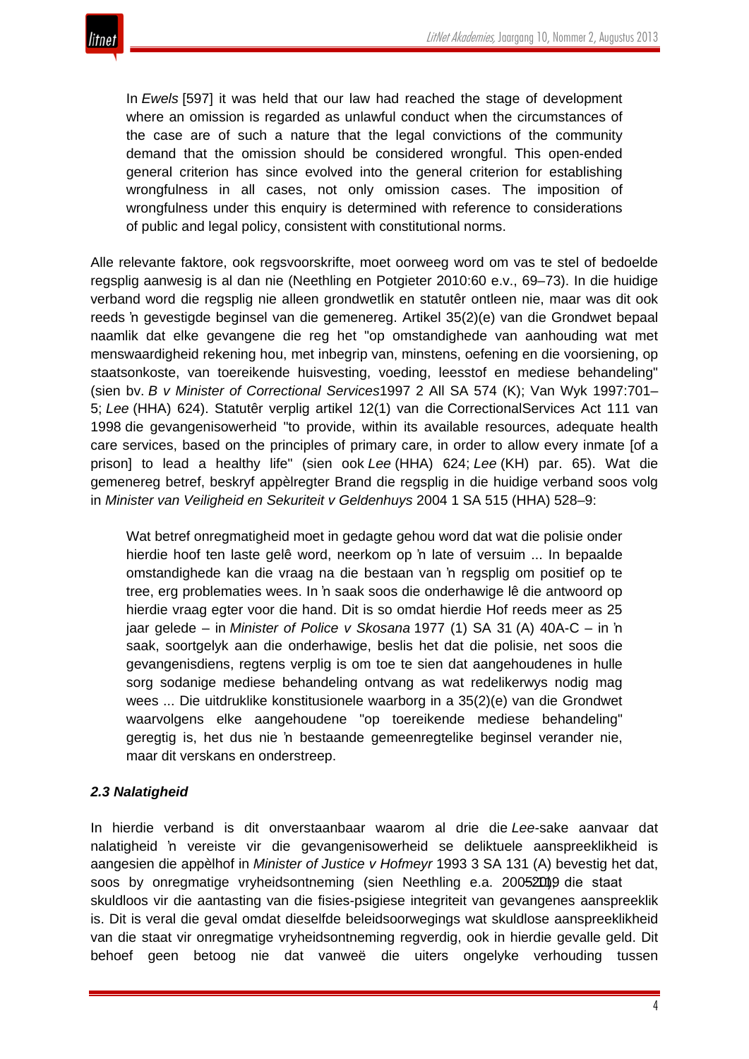> In *Ewels* [597] it was held that our law had reached the stage of development where an omission is regarded as unlawful conduct when the circumstances of the case are of such a nature that the legal convictions of the community demand that the omission should be considered wrongful. This open-ended general criterion has since evolved into the general criterion for establishing wrongfulness in all cases, not only omission cases. The imposition of wrongfulness under this enquiry is determined with reference to considerations of public and legal policy, consistent with constitutional norms.

Alle relevante faktore, ook regsvoorskrifte, moet oorweeg word om vas te stel of bedoelde regsplig aanwesig is al dan nie (Neethling en Potgieter 2010:60 e.v., 69–73). In die huidige verband word die regsplig nie alleen grondwetlik en statutêr ontleen nie, maar was dit ook reeds 'n gevestigde beginsel van die gemenereg. Artikel 35(2)(e) van die Grondwet bepaal naamlik dat elke gevangene die reg het "op omstandighede van aanhouding wat met menswaardigheid rekening hou, met inbegrip van, minstens, oefening en die voorsiening, op staatsonkoste, van toereikende huisvesting, voeding, leesstof en mediese behandeling" (sien bv. *B v Minister of Correctional Services* 1997 2 All SA 574 (K); Van Wyk 1997:701–5; *Lee* (HHA) 624). Statutêr verplig artikel 12(1) van die CorrectionalServices Act 111 van 1998 die gevangenisowerheid "to provide, within its available resources, adequate health care services, based on the principles of primary care, in order to allow every inmate [of a prison] to lead a healthy life" (sien ook *Lee* (HHA) 624; *Lee* (KH) par. 65). Wat die gemenereg betref, beskryf appèlregter Brand die regsplig in die huidige verband soos volg in *Minister van Veiligheid en Sekuriteit v Geldenhuys* 2004 1 SA 515 (HHA) 528–9:

> Wat betref onregmatigheid moet in gedagte gehou word dat wat die polisie onder hierdie hoof ten laste gelê word, neerkom op 'n late of versuim ... In bepaalde omstandighede kan die vraag na die bestaan van 'n regsplig om positief op te tree, erg problematies wees. In 'n saak soos die onderhawige lê die antwoord op hierdie vraag egter voor die hand. Dit is so omdat hierdie Hof reeds meer as 25 jaar gelede – in *Minister of Police v Skosana* 1977 (1) SA 31 (A) 40A-C – in 'n saak, soortgelyk aan die onderhawige, beslis het dat die polisie, net soos die gevangenisdiens, regtens verplig is om toe te sien dat aangehoudenes in hulle sorg sodanige mediese behandeling ontvang as wat redelikerwys nodig mag wees ... Die uitdruklike konstitusionele waarborg in a 35(2)(e) van die Grondwet waarvolgens elke aangehoudene "op toereikende mediese behandeling" geregtig is, het dus nie 'n bestaande gemeenregtelike beginsel verander nie, maar dit verskans en onderstreep.

### *2.3 Nalatigheid*

In hierdie verband is dit onverstaanbaar waarom al drie die *Lee*-sake aanvaar dat nalatigheid 'n vereiste vir die gevangenisowerheid se deliktuele aanspreeklikheid is aangesien die appèlhof in *Minister of Justice v Hofmeyr* 1993 3 SA 131 (A) bevestig het dat, soos by onregmatige vryheidsontneming (sien Neethling e.a. 2005:129), die staat skuldloos vir die aantasting van die fisies-psigiese integriteit van gevangenes aanspreeklik is. Dit is veral die geval omdat dieselfde beleidsoorwegings wat skuldlose aanspreeklikheid van die staat vir onregmatige vryheidsontneming regverdig, ook in hierdie gevalle geld. Dit behoef geen betoog nie dat vanweë die uiters ongelyke verhouding tussen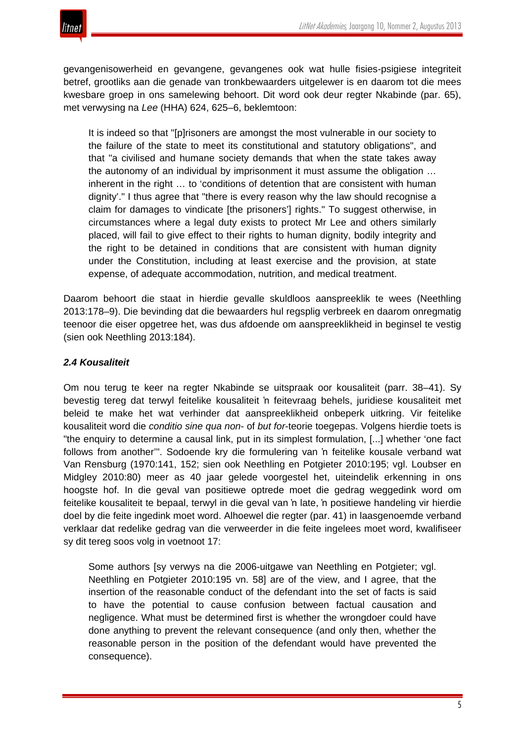gevangenisowerheid en gevangene, gevangenes ook wat hulle fisies-psigiese integriteit betref, grootliks aan die genade van tronkbewaarders uitgelewer is en daarom tot die mees kwesbare groep in ons samelewing behoort. Dit word ook deur regter Nkabinde (par. 65), met verwysing na *Lee* (HHA) 624, 625–6, beklemtoon:

> It is indeed so that "[p]risoners are amongst the most vulnerable in our society to the failure of the state to meet its constitutional and statutory obligations", and that "a civilised and humane society demands that when the state takes away the autonomy of an individual by imprisonment it must assume the obligation … inherent in the right … to 'conditions of detention that are consistent with human dignity'." I thus agree that "there is every reason why the law should recognise a claim for damages to vindicate [the prisoners'] rights." To suggest otherwise, in circumstances where a legal duty exists to protect Mr Lee and others similarly placed, will fail to give effect to their rights to human dignity, bodily integrity and the right to be detained in conditions that are consistent with human dignity under the Constitution, including at least exercise and the provision, at state expense, of adequate accommodation, nutrition, and medical treatment.

Daarom behoort die staat in hierdie gevalle skuldloos aanspreeklik te wees (Neethling 2013:178–9). Die bevinding dat die bewaarders hul regsplig verbreek en daarom onregmatig teenoor die eiser opgetree het, was dus afdoende om aanspreeklikheid in beginsel te vestig (sien ook Neethling 2013:184).

### *2.4 Kousaliteit*

Om nou terug te keer na regter Nkabinde se uitspraak oor kousaliteit (parr. 38–41). Sy bevestig tereg dat terwyl feitelike kousaliteit ŉ feitevraag behels, juridiese kousaliteit met beleid te make het wat verhinder dat aanspreeklikheid onbeperk uitkring. Vir feitelike kousaliteit word die *conditio sine qua non-* of *but for*-teorie toegepas. Volgens hierdie toets is "the enquiry to determine a causal link, put in its simplest formulation, [...] whether 'one fact follows from another'". Sodoende kry die formulering van ŉ feitelike kousale verband wat Van Rensburg (1970:141, 152; sien ook Neethling en Potgieter 2010:195; vgl. Loubser en Midgley 2010:80) meer as 40 jaar gelede voorgestel het, uiteindelik erkenning in ons hoogste hof. In die geval van positiewe optrede moet die gedrag weggedink word om feitelike kousaliteit te bepaal, terwyl in die geval van ŉ late, ŉ positiewe handeling vir hierdie doel by die feite ingedink moet word. Alhoewel die regter (par. 41) in laasgenoemde verband verklaar dat redelike gedrag van die verweerder in die feite ingelees moet word, kwalifiseer sy dit tereg soos volg in voetnoot 17:

> Some authors [sy verwys na die 2006-uitgawe van Neethling en Potgieter; vgl. Neethling en Potgieter 2010:195 vn. 58] are of the view, and I agree, that the insertion of the reasonable conduct of the defendant into the set of facts is said to have the potential to cause confusion between factual causation and negligence. What must be determined first is whether the wrongdoer could have done anything to prevent the relevant consequence (and only then, whether the reasonable person in the position of the defendant would have prevented the consequence).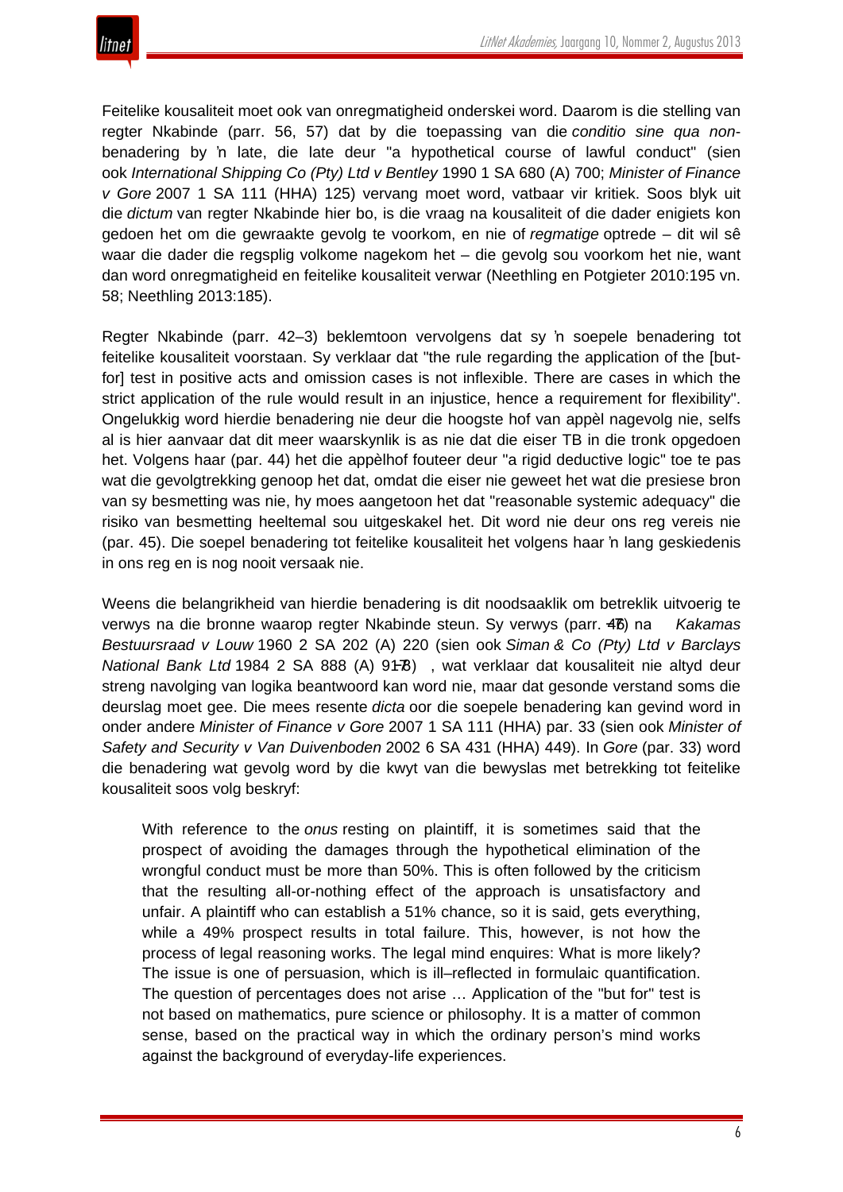Feitelike kousaliteit moet ook van onregmatigheid onderskei word. Daarom is die stelling van regter Nkabinde (parr. 56, 57) dat by die toepassing van die *conditio sine qua non*-benadering by 'n late, die late deur "a hypothetical course of lawful conduct" (sien ook *International Shipping Co (Pty) Ltd v Bentley* 1990 1 SA 680 (A) 700; *Minister of Finance v Gore* 2007 1 SA 111 (HHA) 125) vervang moet word, vatbaar vir kritiek. Soos blyk uit die *dictum* van regter Nkabinde hier bo, is die vraag na kousaliteit of die dader enigiets kon gedoen het om die gewraakte gevolg te voorkom, en nie of *regmatige* optrede – dit wil sê waar die dader die regsplig volkome nagekom het – die gevolg sou voorkom het nie, want dan word onregmatigheid en feitelike kousaliteit verwar (Neethling en Potgieter 2010:195 vn. 58; Neethling 2013:185).

Regter Nkabinde (parr. 42–3) beklemtoon vervolgens dat sy 'n soepele benadering tot feitelike kousaliteit voorstaan. Sy verklaar dat "the rule regarding the application of the [but-for] test in positive acts and omission cases is not inflexible. There are cases in which the strict application of the rule would result in an injustice, hence a requirement for flexibility". Ongelukkig word hierdie benadering nie deur die hoogste hof van appèl nagevolg nie, selfs al is hier aanvaar dat dit meer waarskynlik is as nie dat die eiser TB in die tronk opgedoen het. Volgens haar (par. 44) het die appèlhof fouteer deur "a rigid deductive logic" toe te pas wat die gevolgtrekking genoop het dat, omdat die eiser nie geweet het wat die presiese bron van sy besmetting was nie, hy moes aangetoon het dat "reasonable systemic adequacy" die risiko van besmetting heeltemal sou uitgeskakel het. Dit word nie deur ons reg vereis nie (par. 45). Die soepel benadering tot feitelike kousaliteit het volgens haar 'n lang geskiedenis in ons reg en is nog nooit versaak nie.

Weens die belangrikheid van hierdie benadering is dit noodsaaklik om betreklik uitvoerig te verwys na die bronne waarop regter Nkabinde steun. Sy verwys (parr. 47) na *Kakamas Bestuursraad v Louw* 1960 2 SA 202 (A) 220 (sien ook *Siman & Co (Pty) Ltd v Barclays National Bank Ltd* 1984 2 SA 888 (A) 917–8), wat verklaar dat kousaliteit nie altyd deur streng navolging van logika beantwoord kan word nie, maar dat gesonde verstand soms die deurslag moet gee. Die mees resente *dicta* oor die soepele benadering kan gevind word in onder andere *Minister of Finance v Gore* 2007 1 SA 111 (HHA) par. 33 (sien ook *Minister of Safety and Security v Van Duivenboden* 2002 6 SA 431 (HHA) 449). In *Gore* (par. 33) word die benadering wat gevolg word by die kwyt van die bewyslas met betrekking tot feitelike kousaliteit soos volg beskryf:

> With reference to the *onus* resting on plaintiff, it is sometimes said that the prospect of avoiding the damages through the hypothetical elimination of the wrongful conduct must be more than 50%. This is often followed by the criticism that the resulting all-or-nothing effect of the approach is unsatisfactory and unfair. A plaintiff who can establish a 51% chance, so it is said, gets everything, while a 49% prospect results in total failure. This, however, is not how the process of legal reasoning works. The legal mind enquires: What is more likely? The issue is one of persuasion, which is ill–reflected in formulaic quantification. The question of percentages does not arise … Application of the "but for" test is not based on mathematics, pure science or philosophy. It is a matter of common sense, based on the practical way in which the ordinary person's mind works against the background of everyday-life experiences.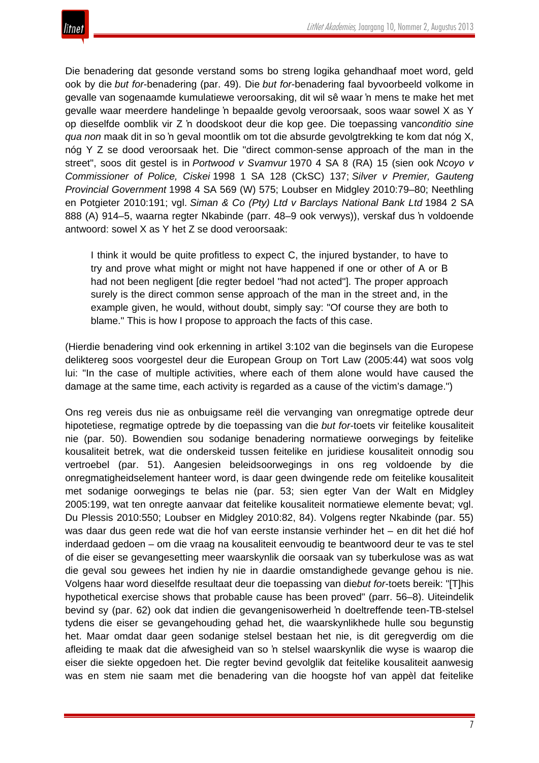Die benadering dat gesonde verstand soms bo streng logika gehandhaaf moet word, geld ook by die *but for*-benadering (par. 49). Die *but for*-benadering faal byvoorbeeld volkome in gevalle van sogenaamde kumulatiewe veroorsaking, dit wil sê waar 'n mens te make het met gevalle waar meerdere handelinge 'n bepaalde gevolg veroorsaak, soos waar sowel X as Y op dieselfde oomblik vir Z 'n doodskoot deur die kop gee. Die toepassing van *conditio sine qua non* maak dit in so 'n geval moontlik om tot die absurde gevolgtrekking te kom dat nóg X, nóg Y Z se dood veroorsaak het. Die "direct common-sense approach of the man in the street", soos dit gestel is in *Portwood v Svamvur* 1970 4 SA 8 (RA) 15 (sien ook *Ncoyo v Commissioner of Police, Ciskei* 1998 1 SA 128 (CkSC) 137; *Silver v Premier, Gauteng Provincial Government* 1998 4 SA 569 (W) 575; Loubser en Midgley 2010:79–80; Neethling en Potgieter 2010:191; vgl. *Siman & Co (Pty) Ltd v Barclays National Bank Ltd* 1984 2 SA 888 (A) 914–5, waarna regter Nkabinde (parr. 48–9 ook verwys)), verskaf dus 'n voldoende antwoord: sowel X as Y het Z se dood veroorsaak:

> I think it would be quite profitless to expect C, the injured bystander, to have to try and prove what might or might not have happened if one or other of A or B had not been negligent [die regter bedoel "had not acted"]. The proper approach surely is the direct common sense approach of the man in the street and, in the example given, he would, without doubt, simply say: "Of course they are both to blame." This is how I propose to approach the facts of this case.

(Hierdie benadering vind ook erkenning in artikel 3:102 van die beginsels van die Europese deliktereg soos voorgestel deur die European Group on Tort Law (2005:44) wat soos volg lui: "In the case of multiple activities, where each of them alone would have caused the damage at the same time, each activity is regarded as a cause of the victim's damage.")

Ons reg vereis dus nie as onbuigsame reël die vervanging van onregmatige optrede deur hipotetiese, regmatige optrede by die toepassing van die *but for*-toets vir feitelike kousaliteit nie (par. 50). Bowendien sou sodanige benadering normatiewe oorwegings by feitelike kousaliteit betrek, wat die onderskeid tussen feitelike en juridiese kousaliteit onnodig sou vertroebel (par. 51). Aangesien beleidsoorwegings in ons reg voldoende by die onregmatigheidselement hanteer word, is daar geen dwingende rede om feitelike kousaliteit met sodanige oorwegings te belas nie (par. 53; sien egter Van der Walt en Midgley 2005:199, wat ten onregte aanvaar dat feitelike kousaliteit normatiewe elemente bevat; vgl. Du Plessis 2010:550; Loubser en Midgley 2010:82, 84). Volgens regter Nkabinde (par. 55) was daar dus geen rede wat die hof van eerste instansie verhinder het – en dit het dié hof inderdaad gedoen – om die vraag na kousaliteit eenvoudig te beantwoord deur te vas te stel of die eiser se gevangesetting meer waarskynlik die oorsaak van sy tuberkulose was as wat die geval sou gewees het indien hy nie in daardie omstandighede gevange gehou is nie. Volgens haar word dieselfde resultaat deur die toepassing van die *but for*-toets bereik: "[T]his hypothetical exercise shows that probable cause has been proved" (parr. 56–8). Uiteindelik bevind sy (par. 62) ook dat indien die gevangenisowerheid 'n doeltreffende teen-TB-stelsel tydens die eiser se gevangehouding gehad het, die waarskynlikhede hulle sou begunstig het. Maar omdat daar geen sodanige stelsel bestaan het nie, is dit geregverdig om die afleiding te maak dat die afwesigheid van so 'n stelsel waarskynlik die wyse is waarop die eiser die siekte opgedoen het. Die regter bevind gevolglik dat feitelike kousaliteit aanwesig was en stem nie saam met die benadering van die hoogste hof van appèl dat feitelike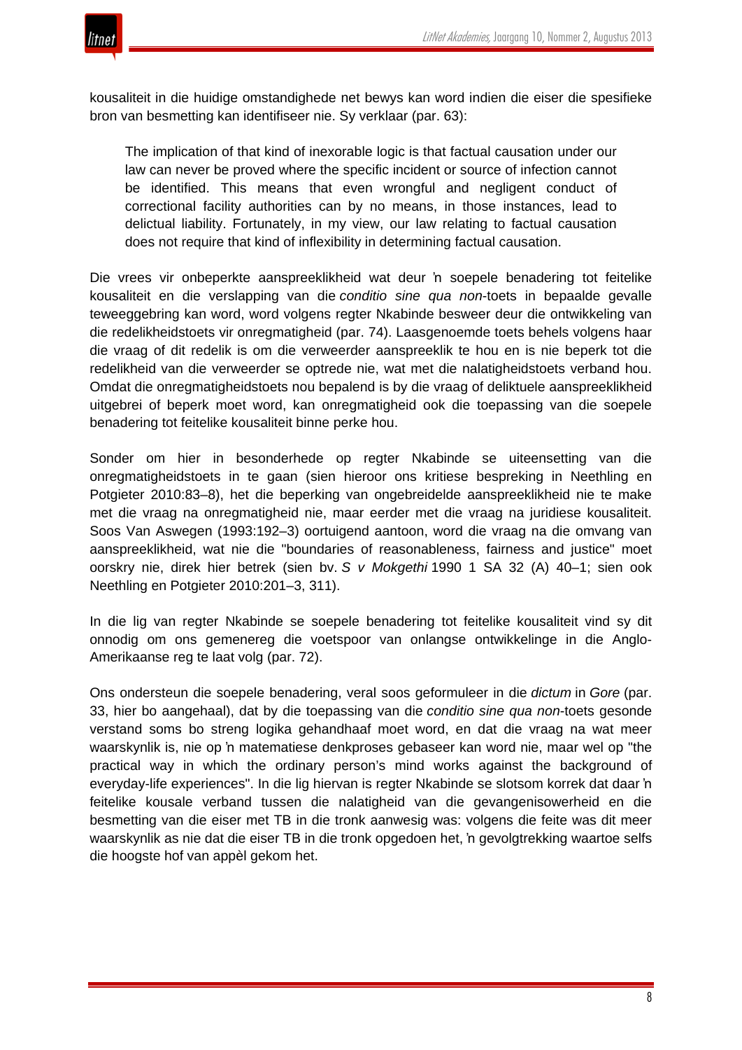kousaliteit in die huidige omstandighede net bewys kan word indien die eiser die spesifieke bron van besmetting kan identifiseer nie. Sy verklaar (par. 63):

> The implication of that kind of inexorable logic is that factual causation under our law can never be proved where the specific incident or source of infection cannot be identified. This means that even wrongful and negligent conduct of correctional facility authorities can by no means, in those instances, lead to delictual liability. Fortunately, in my view, our law relating to factual causation does not require that kind of inflexibility in determining factual causation.

Die vrees vir onbeperkte aanspreeklikheid wat deur ’n soepele benadering tot feitelike kousaliteit en die verslapping van die *conditio sine qua non*-toets in bepaalde gevalle teweeggebring kan word, word volgens regter Nkabinde besweer deur die ontwikkeling van die redelikheidstoets vir onregmatigheid (par. 74). Laasgenoemde toets behels volgens haar die vraag of dit redelik is om die verweerder aanspreeklik te hou en is nie beperk tot die redelikheid van die verweerder se optrede nie, wat met die nalatigheidstoets verband hou. Omdat die onregmatigheidstoets nou bepalend is by die vraag of deliktuele aanspreeklikheid uitgebrei of beperk moet word, kan onregmatigheid ook die toepassing van die soepele benadering tot feitelike kousaliteit binne perke hou.

Sonder om hier in besonderhede op regter Nkabinde se uiteensetting van die onregmatigheidstoets in te gaan (sien hieroor ons kritiese bespreking in Neethling en Potgieter 2010:83–8), het die beperking van ongebreidelde aanspreeklikheid nie te make met die vraag na onregmatigheid nie, maar eerder met die vraag na juridiese kousaliteit. Soos Van Aswegen (1993:192–3) oortuigend aantoon, word die vraag na die omvang van aanspreeklikheid, wat nie die "boundaries of reasonableness, fairness and justice" moet oorskry nie, direk hier betrek (sien bv. *S v Mokgethi* 1990 1 SA 32 (A) 40–1; sien ook Neethling en Potgieter 2010:201–3, 311).

In die lig van regter Nkabinde se soepele benadering tot feitelike kousaliteit vind sy dit onnodig om ons gemenereg die voetspoor van onlangse ontwikkelinge in die Anglo-Amerikaanse reg te laat volg (par. 72).

Ons ondersteun die soepele benadering, veral soos geformuleer in die *dictum* in *Gore* (par. 33, hier bo aangehaal), dat by die toepassing van die *conditio sine qua non*-toets gesonde verstand soms bo streng logika gehandhaaf moet word, en dat die vraag na wat meer waarskynlik is, nie op ’n matematiese denkproses gebaseer kan word nie, maar wel op "the practical way in which the ordinary person’s mind works against the background of everyday-life experiences". In die lig hiervan is regter Nkabinde se slotsom korrek dat daar ’n feitelike kousale verband tussen die nalatigheid van die gevangenisowerheid en die besmetting van die eiser met TB in die tronk aanwesig was: volgens die feite was dit meer waarskynlik as nie dat die eiser TB in die tronk opgedoen het, ’n gevolgtrekking waartoe selfs die hoogste hof van appèl gekom het.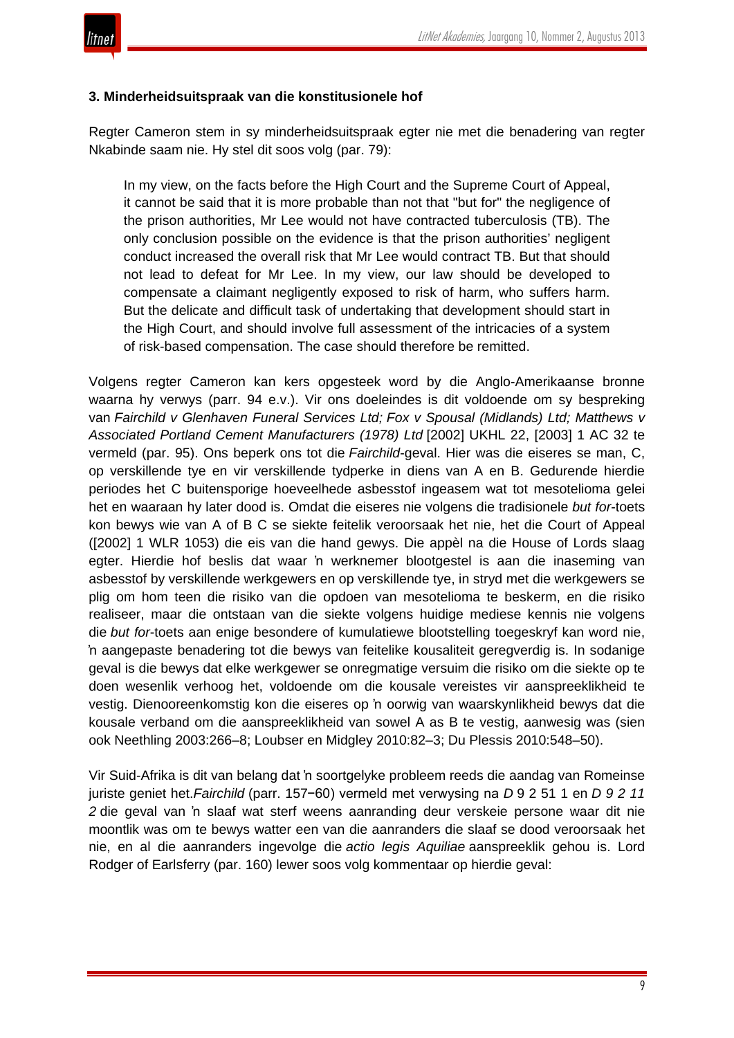### 3. Minderheidsuitspraak van die konstitusionele hof

Regter Cameron stem in sy minderheidsuitspraak egter nie met die benadering van regter Nkabinde saam nie. Hy stel dit soos volg (par. 79):

> In my view, on the facts before the High Court and the Supreme Court of Appeal, it cannot be said that it is more probable than not that "but for" the negligence of the prison authorities, Mr Lee would not have contracted tuberculosis (TB). The only conclusion possible on the evidence is that the prison authorities' negligent conduct increased the overall risk that Mr Lee would contract TB. But that should not lead to defeat for Mr Lee. In my view, our law should be developed to compensate a claimant negligently exposed to risk of harm, who suffers harm. But the delicate and difficult task of undertaking that development should start in the High Court, and should involve full assessment of the intricacies of a system of risk-based compensation. The case should therefore be remitted.

Volgens regter Cameron kan kers opgesteek word by die Anglo-Amerikaanse bronne waarna hy verwys (parr. 94 e.v.). Vir ons doeleindes is dit voldoende om sy bespreking van *Fairchild v Glenhaven Funeral Services Ltd; Fox v Spousal (Midlands) Ltd; Matthews v Associated Portland Cement Manufacturers (1978) Ltd* [2002] UKHL 22, [2003] 1 AC 32 te vermeld (par. 95). Ons beperk ons tot die *Fairchild*-geval. Hier was die eiseres se man, C, op verskillende tye en vir verskillende tydperke in diens van A en B. Gedurende hierdie periodes het C buitensporige hoeveelhede asbesstof ingeasem wat tot mesotelioma gelei het en waaraan hy later dood is. Omdat die eiseres nie volgens die tradisionele *but for*-toets kon bewys wie van A of B C se siekte feitelik veroorsaak het nie, het die Court of Appeal ([2002] 1 WLR 1053) die eis van die hand gewys. Die appèl na die House of Lords slaag egter. Hierdie hof beslis dat waar 'n werknemer blootgestel is aan die inaseming van asbesstof by verskillende werkgewers en op verskillende tye, in stryd met die werkgewers se plig om hom teen die risiko van die opdoen van mesotelioma te beskerm, en die risiko realiseer, maar die ontstaan van die siekte volgens huidige mediese kennis nie volgens die *but for*-toets aan enige besondere of kumulatiewe blootstelling toegeskryf kan word nie, 'n aangepaste benadering tot die bewys van feitelike kousaliteit geregverdig is. In sodanige geval is die bewys dat elke werkgewer se onregmatige versuim die risiko om die siekte op te doen wesenlik verhoog het, voldoende om die kousale vereistes vir aanspreeklikheid te vestig. Dienooreenkomstig kon die eiseres op 'n oorwig van waarskynlikheid bewys dat die kousale verband om die aanspreeklikheid van sowel A as B te vestig, aanwesig was (sien ook Neethling 2003:266–8; Loubser en Midgley 2010:82–3; Du Plessis 2010:548–50).

Vir Suid-Afrika is dit van belang dat 'n soortgelyke probleem reeds die aandag van Romeinse juriste geniet het.*Fairchild* (parr. 157−60) vermeld met verwysing na *D* 9 2 51 1 en *D 9 2 11 2* die geval van 'n slaaf wat sterf weens aanranding deur verskeie persone waar dit nie moontlik was om te bewys watter een van die aanranders die slaaf se dood veroorsaak het nie, en al die aanranders ingevolge die *actio legis Aquiliae* aanspreeklik gehou is. Lord Rodger of Earlsferry (par. 160) lewer soos volg kommentaar op hierdie geval: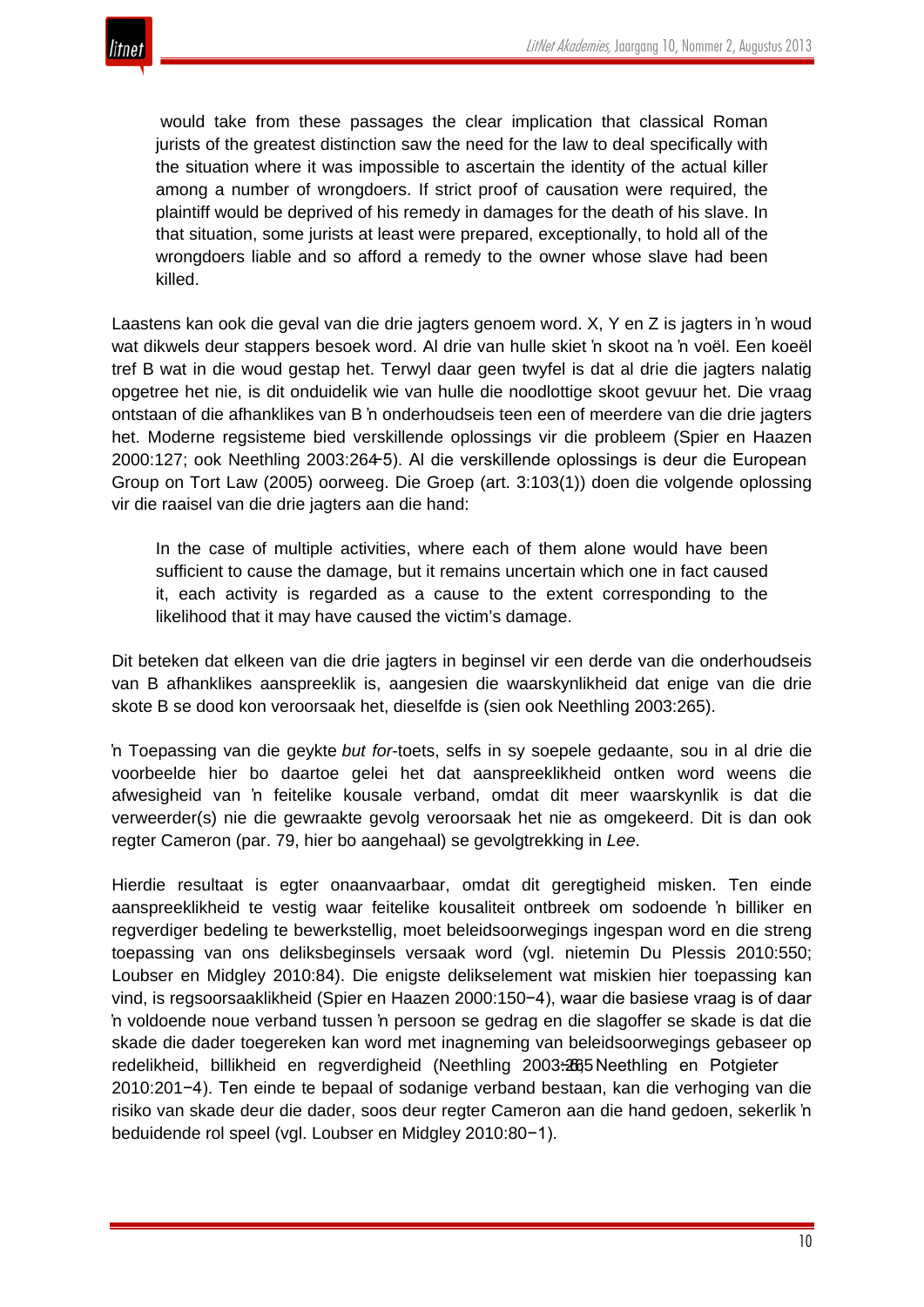would take from these passages the clear implication that classical Roman jurists of the greatest distinction saw the need for the law to deal specifically with the situation where it was impossible to ascertain the identity of the actual killer among a number of wrongdoers. If strict proof of causation were required, the plaintiff would be deprived of his remedy in damages for the death of his slave. In that situation, some jurists at least were prepared, exceptionally, to hold all of the wrongdoers liable and so afford a remedy to the owner whose slave had been killed.

Laastens kan ook die geval van die drie jagters genoem word. X, Y en Z is jagters in 'n woud wat dikwels deur stappers besoek word. Al drie van hulle skiet 'n skoot na 'n voël. Een koeël tref B wat in die woud gestap het. Terwyl daar geen twyfel is dat al drie die jagters nalatig opgetree het nie, is dit onduidelik wie van hulle die noodlottige skoot gevuur het. Die vraag ontstaan of die afhanklikes van B 'n onderhoudseis teen een of meerdere van die drie jagters het. Moderne regsisteme bied verskillende oplossings vir die probleem (Spier en Haazen 2000:127; ook Neethling 2003:264-5). Al die verskillende oplossings is deur die European Group on Tort Law (2005) oorweeg. Die Groep (art. 3:103(1)) doen die volgende oplossing vir die raaisel van die drie jagters aan die hand:

> In the case of multiple activities, where each of them alone would have been sufficient to cause the damage, but it remains uncertain which one in fact caused it, each activity is regarded as a cause to the extent corresponding to the likelihood that it may have caused the victim's damage.

Dit beteken dat elkeen van die drie jagters in beginsel vir een derde van die onderhoudseis van B afhanklikes aanspreeklik is, aangesien die waarskynlikheid dat enige van die drie skote B se dood kon veroorsaak het, dieselfde is (sien ook Neethling 2003:265).

'n Toepassing van die geykte *but for*-toets, selfs in sy soepele gedaante, sou in al drie die voorbeelde hier bo daartoe gelei het dat aanspreeklikheid ontken word weens die afwesigheid van 'n feitelike kousale verband, omdat dit meer waarskynlik is dat die verweerder(s) nie die gewraakte gevolg veroorsaak het nie as omgekeerd. Dit is dan ook regter Cameron (par. 79, hier bo aangehaal) se gevolgtrekking in *Lee*.

Hierdie resultaat is egter onaanvaarbaar, omdat dit geregtigheid misken. Ten einde aanspreeklikheid te vestig waar feitelike kousaliteit ontbreek om sodoende 'n billiker en regverdiger bedeling te bewerkstellig, moet beleidsoorwegings ingespan word en die streng toepassing van ons deliksbeginsels versaak word (vgl. nietemin Du Plessis 2010:550; Loubser en Midgley 2010:84). Die enigste delikselement wat miskien hier toepassing kan vind, is regsoorsaaklikheid (Spier en Haazen 2000:150−4), waar die basiese vraag is of daar 'n voldoende noue verband tussen 'n persoon se gedrag en die slagoffer se skade is dat die skade die dader toegereken kan word met inagneming van beleidsoorwegings gebaseer op redelikheid, billikheid en regverdigheid (Neethling 2003:265; Neethling en Potgieter 2010:201−4). Ten einde te bepaal of sodanige verband bestaan, kan die verhoging van die risiko van skade deur die dader, soos deur regter Cameron aan die hand gedoen, sekerlik 'n beduidende rol speel (vgl. Loubser en Midgley 2010:80−1).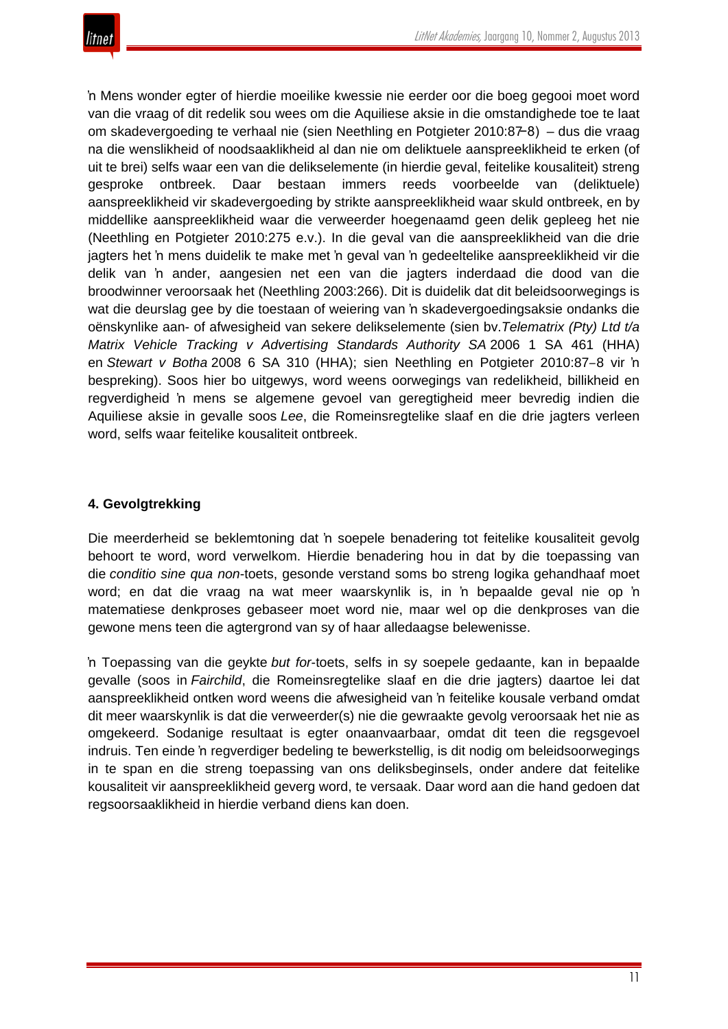ŉ Mens wonder egter of hierdie moeilike kwessie nie eerder oor die boeg gegooi moet word van die vraag of dit redelik sou wees om die Aquiliese aksie in die omstandighede toe te laat om skadevergoeding te verhaal nie (sien Neethling en Potgieter 2010:87–8) – dus die vraag na die wenslikheid of noodsaaklikheid al dan nie om deliktuele aanspreeklikheid te erken (of uit te brei) selfs waar een van die delikselemente (in hierdie geval, feitelike kousaliteit) streng gesproke ontbreek. Daar bestaan immers reeds voorbeelde van (deliktuele) aanspreeklikheid vir skadevergoeding by strikte aanspreeklikheid waar skuld ontbreek, en by middellike aanspreeklikheid waar die verweerder hoegenaamd geen delik gepleeg het nie (Neethling en Potgieter 2010:275 e.v.). In die geval van die aanspreeklikheid van die drie jagters het ŉ mens duidelik te make met ŉ geval van ŉ gedeeltelike aanspreeklikheid vir die delik van ŉ ander, aangesien net een van die jagters inderdaad die dood van die broodwinner veroorsaak het (Neethling 2003:266). Dit is duidelik dat dit beleidsoorwegings is wat die deurslag gee by die toestaan of weiering van ŉ skadevergoedingsaksie ondanks die oënskynlike aan- of afwesigheid van sekere delikselemente (sien bv. *Telematrix (Pty) Ltd t/a Matrix Vehicle Tracking v Advertising Standards Authority SA* 2006 1 SA 461 (HHA) en *Stewart v Botha* 2008 6 SA 310 (HHA); sien Neethling en Potgieter 2010:87–8 vir ŉ bespreking). Soos hier bo uitgewys, word weens oorwegings van redelikheid, billikheid en regverdigheid ŉ mens se algemene gevoel van geregtigheid meer bevredig indien die Aquiliese aksie in gevalle soos *Lee*, die Romeinsregtelike slaaf en die drie jagters verleen word, selfs waar feitelike kousaliteit ontbreek.

## 4. Gevolgtrekking

Die meerderheid se beklemtoning dat ŉ soepele benadering tot feitelike kousaliteit gevolg behoort te word, word verwelkom. Hierdie benadering hou in dat by die toepassing van die *conditio sine qua non*-toets, gesonde verstand soms bo streng logika gehandhaaf moet word; en dat die vraag na wat meer waarskynlik is, in ŉ bepaalde geval nie op ŉ matematiese denkproses gebaseer moet word nie, maar wel op die denkproses van die gewone mens teen die agtergrond van sy of haar alledaagse belewenisse.

ŉ Toepassing van die geykte *but for*-toets, selfs in sy soepele gedaante, kan in bepaalde gevalle (soos in *Fairchild*, die Romeinsregtelike slaaf en die drie jagters) daartoe lei dat aanspreeklikheid ontken word weens die afwesigheid van ŉ feitelike kousale verband omdat dit meer waarskynlik is dat die verweerder(s) nie die gewraakte gevolg veroorsaak het nie as omgekeerd. Sodanige resultaat is egter onaanvaarbaar, omdat dit teen die regsgevoel indruis. Ten einde ŉ regverdiger bedeling te bewerkstellig, is dit nodig om beleidsoorwegings in te span en die streng toepassing van ons deliksbeginsels, onder andere dat feitelike kousaliteit vir aanspreeklikheid geverg word, te versaak. Daar word aan die hand gedoen dat regsoorsaaklikheid in hierdie verband diens kan doen.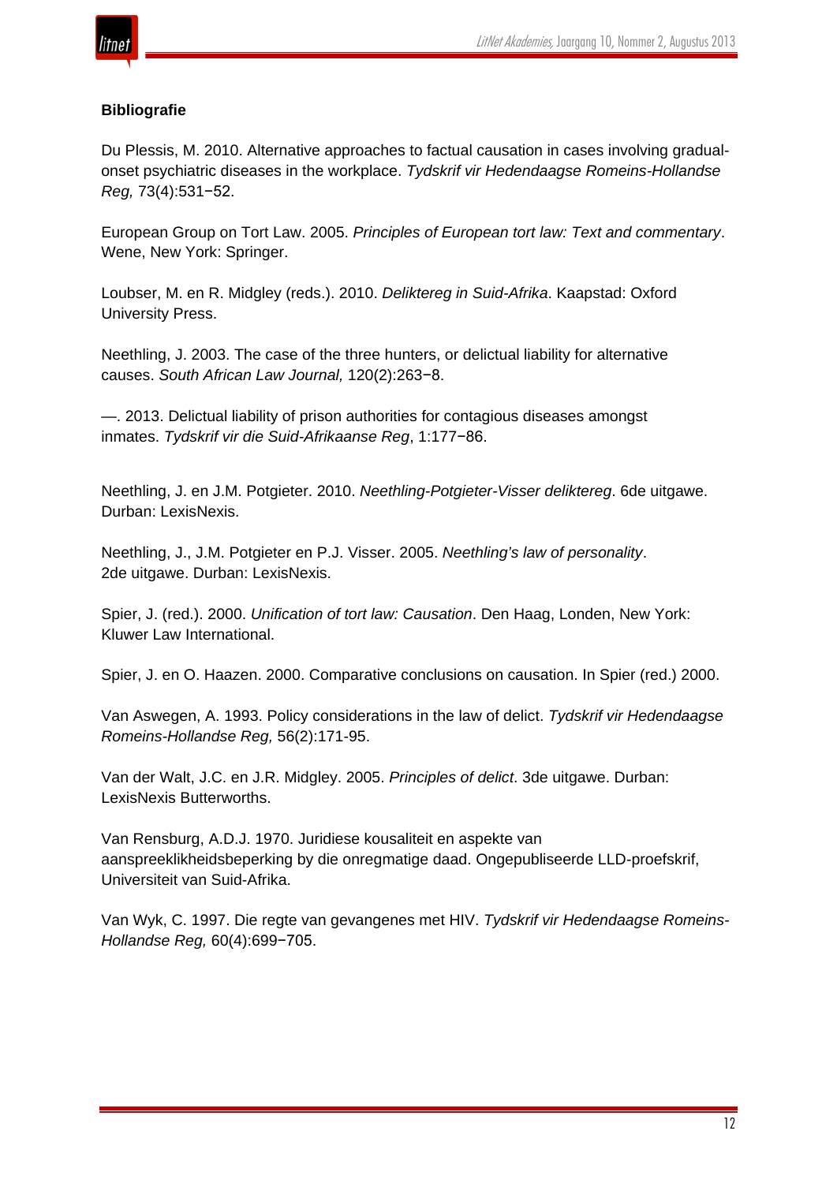**Bibliografie**

Du Plessis, M. 2010. Alternative approaches to factual causation in cases involving gradual-onset psychiatric diseases in the workplace. *Tydskrif vir Hedendaagse Romeins-Hollandse Reg,* 73(4):531−52.

European Group on Tort Law. 2005. *Principles of European tort law: Text and commentary*. Wene, New York: Springer.

Loubser, M. en R. Midgley (reds.). 2010. *Deliktereg in Suid-Afrika*. Kaapstad: Oxford University Press.

Neethling, J. 2003. The case of the three hunters, or delictual liability for alternative causes. *South African Law Journal,* 120(2):263−8.

—. 2013. Delictual liability of prison authorities for contagious diseases amongst inmates. *Tydskrif vir die Suid-Afrikaanse Reg*, 1:177−86.

Neethling, J. en J.M. Potgieter. 2010. *Neethling-Potgieter-Visser deliktereg*. 6de uitgawe. Durban: LexisNexis.

Neethling, J., J.M. Potgieter en P.J. Visser. 2005. *Neethling's law of personality*. 2de uitgawe. Durban: LexisNexis.

Spier, J. (red.). 2000. *Unification of tort law: Causation*. Den Haag, Londen, New York: Kluwer Law International.

Spier, J. en O. Haazen. 2000. Comparative conclusions on causation. In Spier (red.) 2000.

Van Aswegen, A. 1993. Policy considerations in the law of delict. *Tydskrif vir Hedendaagse Romeins-Hollandse Reg,* 56(2):171-95.

Van der Walt, J.C. en J.R. Midgley. 2005. *Principles of delict*. 3de uitgawe. Durban: LexisNexis Butterworths.

Van Rensburg, A.D.J. 1970. Juridiese kousaliteit en aspekte van aanspreeklikheidsbeperking by die onregmatige daad. Ongepubliseerde LLD-proefskrif, Universiteit van Suid-Afrika.

Van Wyk, C. 1997. Die regte van gevangenes met HIV. *Tydskrif vir Hedendaagse Romeins-Hollandse Reg,* 60(4):699−705.